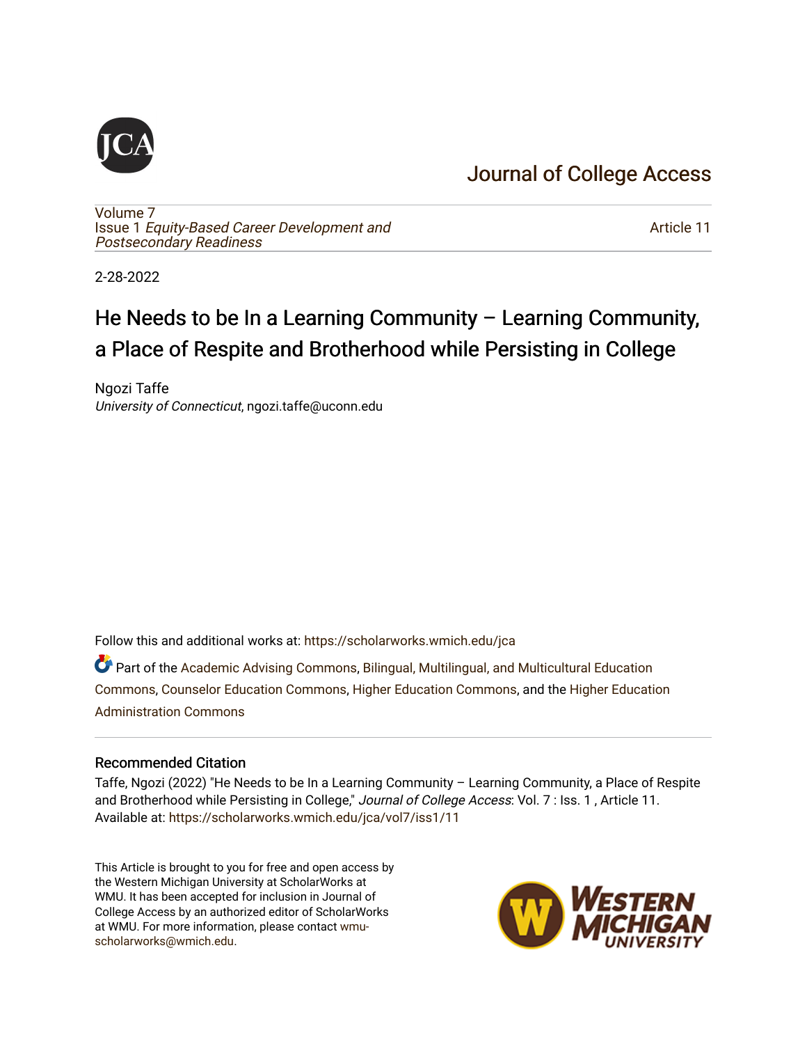Journal of College Access

Volume 7
Issue 1 *Equity-Based Career Development and Postsecondary Readiness*

Article 11

2-28-2022

# He Needs to be In a Learning Community – Learning Community, a Place of Respite and Brotherhood while Persisting in College

Ngozi Taffe
*University of Connecticut*, ngozi.taffe@uconn.edu

Follow this and additional works at: https://scholarworks.wmich.edu/jca

Part of the Academic Advising Commons, Bilingual, Multilingual, and Multicultural Education Commons, Counselor Education Commons, Higher Education Commons, and the Higher Education Administration Commons

## Recommended Citation

Taffe, Ngozi (2022) "He Needs to be In a Learning Community – Learning Community, a Place of Respite and Brotherhood while Persisting in College," *Journal of College Access*: Vol. 7 : Iss. 1 , Article 11.
Available at: https://scholarworks.wmich.edu/jca/vol7/iss1/11

This Article is brought to you for free and open access by the Western Michigan University at ScholarWorks at WMU. It has been accepted for inclusion in Journal of College Access by an authorized editor of ScholarWorks at WMU. For more information, please contact wmu-scholarworks@wmich.edu.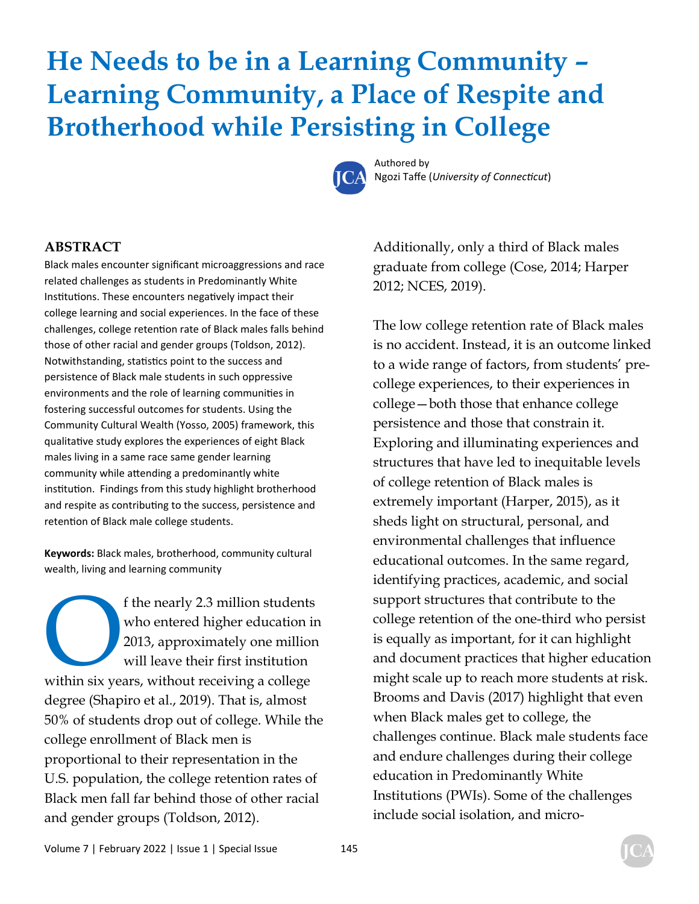# He Needs to be in a Learning Community – Learning Community, a Place of Respite and Brotherhood while Persisting in College

Authored by
Ngozi Taffe (*University of Connecticut*)

## ABSTRACT

Black males encounter significant microaggressions and race related challenges as students in Predominantly White Institutions. These encounters negatively impact their college learning and social experiences. In the face of these challenges, college retention rate of Black males falls behind those of other racial and gender groups (Toldson, 2012). Notwithstanding, statistics point to the success and persistence of Black male students in such oppressive environments and the role of learning communities in fostering successful outcomes for students. Using the Community Cultural Wealth (Yosso, 2005) framework, this qualitative study explores the experiences of eight Black males living in a same race same gender learning community while attending a predominantly white institution. Findings from this study highlight brotherhood and respite as contributing to the success, persistence and retention of Black male college students.

**Keywords:** Black males, brotherhood, community cultural wealth, living and learning community

Of the nearly 2.3 million students who entered higher education in 2013, approximately one million will leave their first institution within six years, without receiving a college degree (Shapiro et al., 2019). That is, almost 50% of students drop out of college. While the college enrollment of Black men is proportional to their representation in the U.S. population, the college retention rates of Black men fall far behind those of other racial and gender groups (Toldson, 2012). Additionally, only a third of Black males graduate from college (Cose, 2014; Harper 2012; NCES, 2019).

The low college retention rate of Black males is no accident. Instead, it is an outcome linked to a wide range of factors, from students' pre-college experiences, to their experiences in college—both those that enhance college persistence and those that constrain it. Exploring and illuminating experiences and structures that have led to inequitable levels of college retention of Black males is extremely important (Harper, 2015), as it sheds light on structural, personal, and environmental challenges that influence educational outcomes. In the same regard, identifying practices, academic, and social support structures that contribute to the college retention of the one-third who persist is equally as important, for it can highlight and document practices that higher education might scale up to reach more students at risk. Brooms and Davis (2017) highlight that even when Black males get to college, the challenges continue. Black male students face and endure challenges during their college education in Predominantly White Institutions (PWIs). Some of the challenges include social isolation, and micro-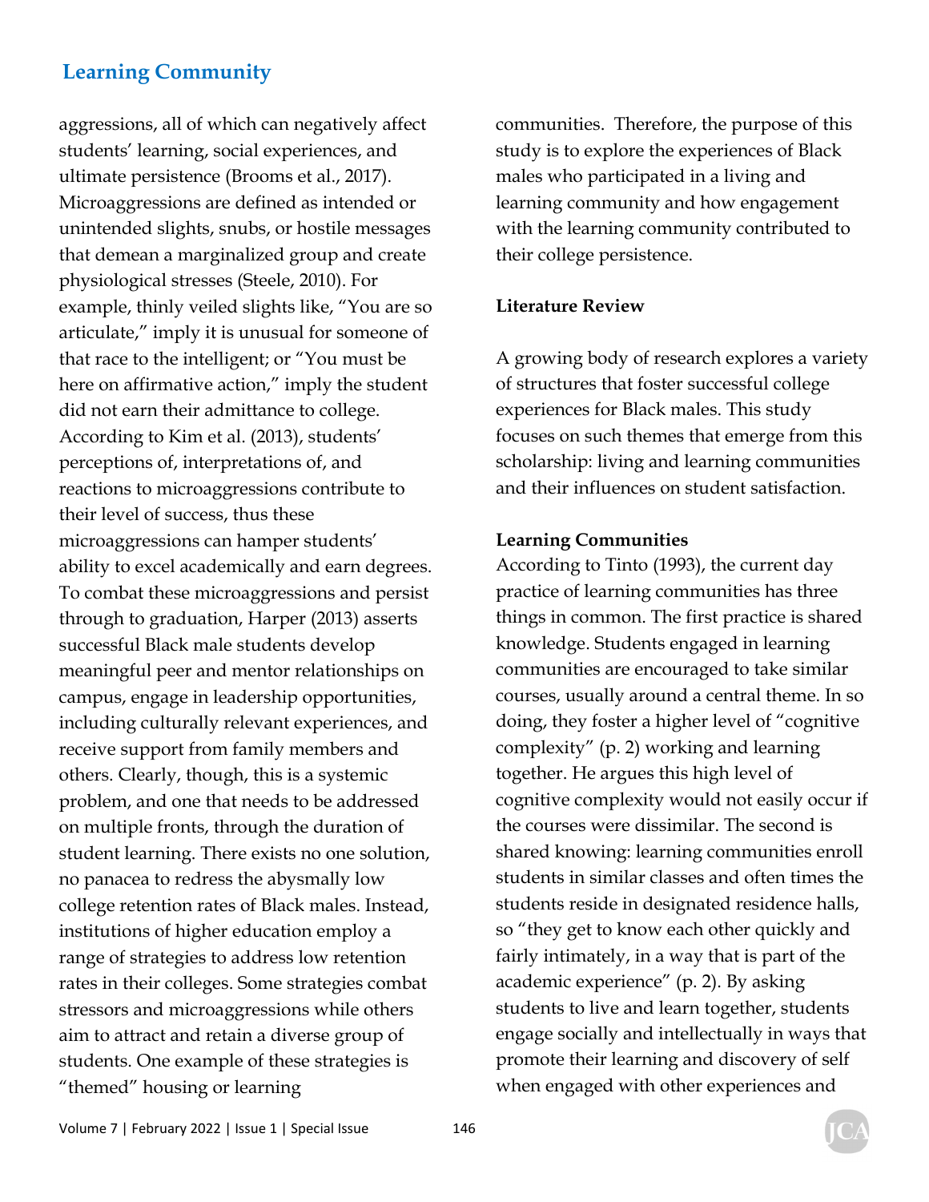aggressions, all of which can negatively affect students' learning, social experiences, and ultimate persistence (Brooms et al., 2017). Microaggressions are defined as intended or unintended slights, snubs, or hostile messages that demean a marginalized group and create physiological stresses (Steele, 2010). For example, thinly veiled slights like, "You are so articulate," imply it is unusual for someone of that race to the intelligent; or "You must be here on affirmative action," imply the student did not earn their admittance to college. According to Kim et al. (2013), students' perceptions of, interpretations of, and reactions to microaggressions contribute to their level of success, thus these microaggressions can hamper students' ability to excel academically and earn degrees. To combat these microaggressions and persist through to graduation, Harper (2013) asserts successful Black male students develop meaningful peer and mentor relationships on campus, engage in leadership opportunities, including culturally relevant experiences, and receive support from family members and others. Clearly, though, this is a systemic problem, and one that needs to be addressed on multiple fronts, through the duration of student learning. There exists no one solution, no panacea to redress the abysmally low college retention rates of Black males. Instead, institutions of higher education employ a range of strategies to address low retention rates in their colleges. Some strategies combat stressors and microaggressions while others aim to attract and retain a diverse group of students. One example of these strategies is "themed" housing or learning communities. Therefore, the purpose of this study is to explore the experiences of Black males who participated in a living and learning community and how engagement with the learning community contributed to their college persistence.

## Literature Review

A growing body of research explores a variety of structures that foster successful college experiences for Black males. This study focuses on such themes that emerge from this scholarship: living and learning communities and their influences on student satisfaction.

### Learning Communities

According to Tinto (1993), the current day practice of learning communities has three things in common. The first practice is shared knowledge. Students engaged in learning communities are encouraged to take similar courses, usually around a central theme. In so doing, they foster a higher level of "cognitive complexity" (p. 2) working and learning together. He argues this high level of cognitive complexity would not easily occur if the courses were dissimilar. The second is shared knowing: learning communities enroll students in similar classes and often times the students reside in designated residence halls, so "they get to know each other quickly and fairly intimately, in a way that is part of the academic experience" (p. 2). By asking students to live and learn together, students engage socially and intellectually in ways that promote their learning and discovery of self when engaged with other experiences and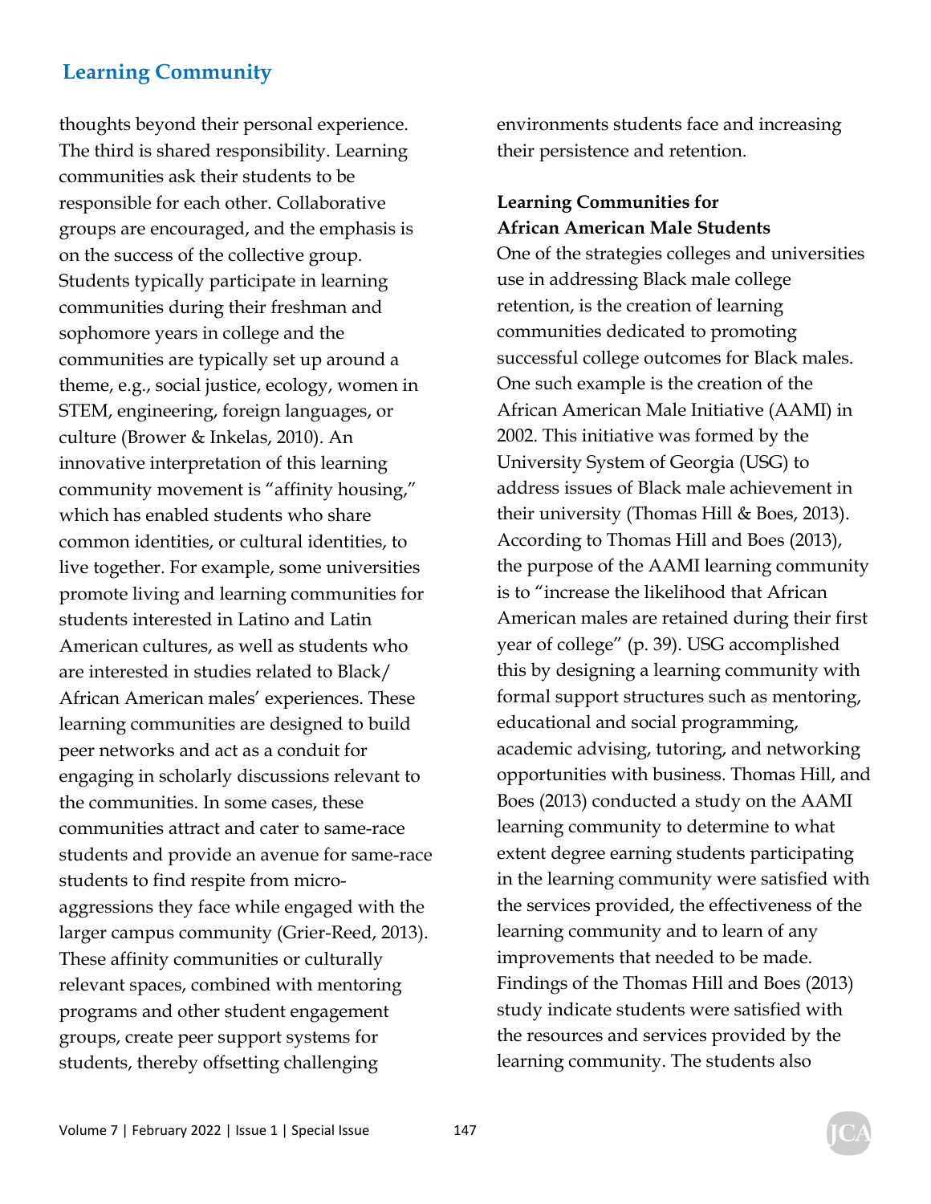thoughts beyond their personal experience. The third is shared responsibility. Learning communities ask their students to be responsible for each other. Collaborative groups are encouraged, and the emphasis is on the success of the collective group. Students typically participate in learning communities during their freshman and sophomore years in college and the communities are typically set up around a theme, e.g., social justice, ecology, women in STEM, engineering, foreign languages, or culture (Brower & Inkelas, 2010). An innovative interpretation of this learning community movement is "affinity housing," which has enabled students who share common identities, or cultural identities, to live together. For example, some universities promote living and learning communities for students interested in Latino and Latin American cultures, as well as students who are interested in studies related to Black/African American males' experiences. These learning communities are designed to build peer networks and act as a conduit for engaging in scholarly discussions relevant to the communities. In some cases, these communities attract and cater to same-race students and provide an avenue for same-race students to find respite from micro-aggressions they face while engaged with the larger campus community (Grier-Reed, 2013). These affinity communities or culturally relevant spaces, combined with mentoring programs and other student engagement groups, create peer support systems for students, thereby offsetting challenging environments students face and increasing their persistence and retention.

### Learning Communities for African American Male Students

One of the strategies colleges and universities use in addressing Black male college retention, is the creation of learning communities dedicated to promoting successful college outcomes for Black males. One such example is the creation of the African American Male Initiative (AAMI) in 2002. This initiative was formed by the University System of Georgia (USG) to address issues of Black male achievement in their university (Thomas Hill & Boes, 2013). According to Thomas Hill and Boes (2013), the purpose of the AAMI learning community is to "increase the likelihood that African American males are retained during their first year of college" (p. 39). USG accomplished this by designing a learning community with formal support structures such as mentoring, educational and social programming, academic advising, tutoring, and networking opportunities with business. Thomas Hill, and Boes (2013) conducted a study on the AAMI learning community to determine to what extent degree earning students participating in the learning community were satisfied with the services provided, the effectiveness of the learning community and to learn of any improvements that needed to be made. Findings of the Thomas Hill and Boes (2013) study indicate students were satisfied with the resources and services provided by the learning community. The students also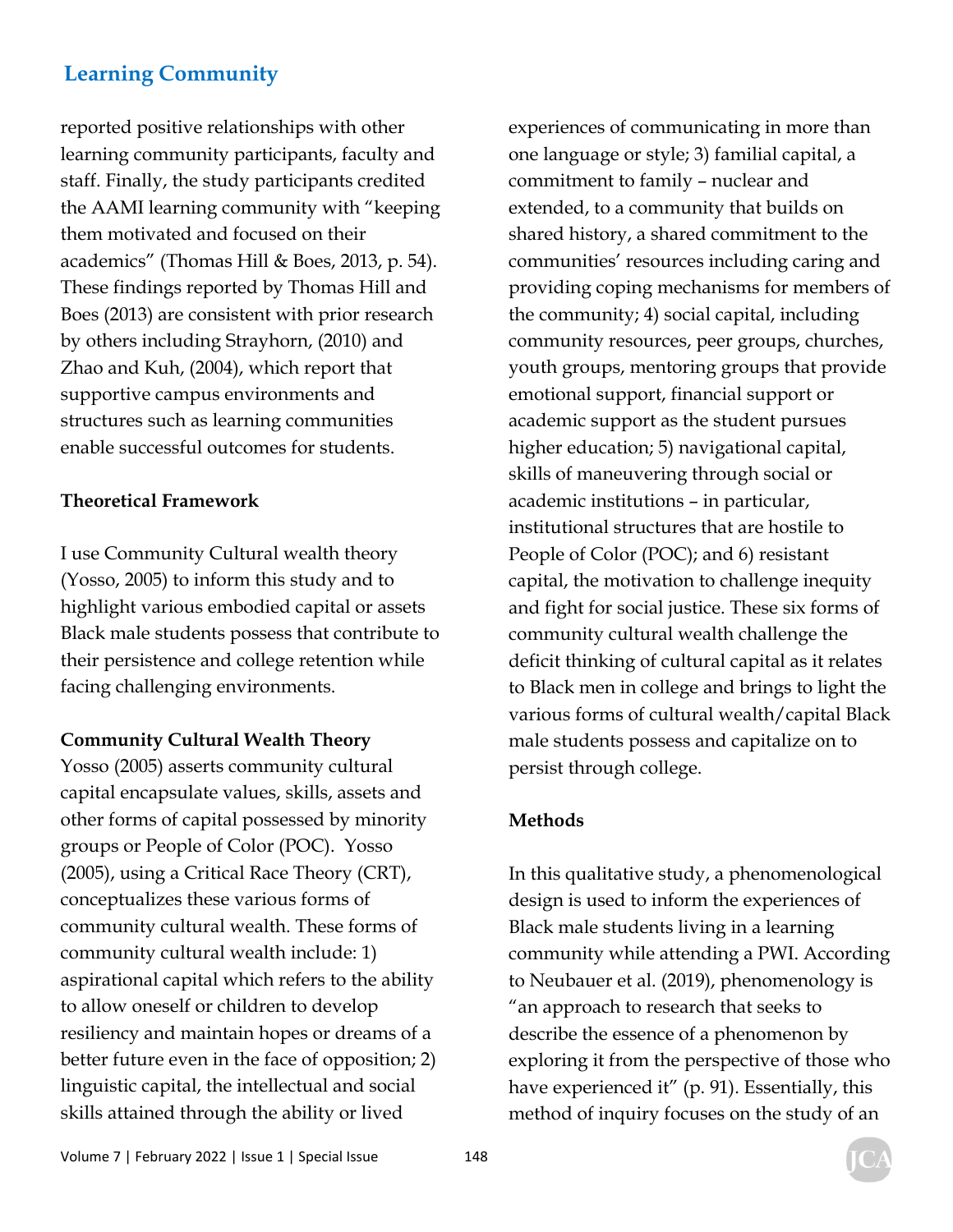reported positive relationships with other learning community participants, faculty and staff. Finally, the study participants credited the AAMI learning community with "keeping them motivated and focused on their academics" (Thomas Hill & Boes, 2013, p. 54). These findings reported by Thomas Hill and Boes (2013) are consistent with prior research by others including Strayhorn, (2010) and Zhao and Kuh, (2004), which report that supportive campus environments and structures such as learning communities enable successful outcomes for students.

## Theoretical Framework

I use Community Cultural wealth theory (Yosso, 2005) to inform this study and to highlight various embodied capital or assets Black male students possess that contribute to their persistence and college retention while facing challenging environments.

### Community Cultural Wealth Theory

Yosso (2005) asserts community cultural capital encapsulate values, skills, assets and other forms of capital possessed by minority groups or People of Color (POC). Yosso (2005), using a Critical Race Theory (CRT), conceptualizes these various forms of community cultural wealth. These forms of community cultural wealth include: 1) aspirational capital which refers to the ability to allow oneself or children to develop resiliency and maintain hopes or dreams of a better future even in the face of opposition; 2) linguistic capital, the intellectual and social skills attained through the ability or lived experiences of communicating in more than one language or style; 3) familial capital, a commitment to family – nuclear and extended, to a community that builds on shared history, a shared commitment to the communities' resources including caring and providing coping mechanisms for members of the community; 4) social capital, including community resources, peer groups, churches, youth groups, mentoring groups that provide emotional support, financial support or academic support as the student pursues higher education; 5) navigational capital, skills of maneuvering through social or academic institutions – in particular, institutional structures that are hostile to People of Color (POC); and 6) resistant capital, the motivation to challenge inequity and fight for social justice. These six forms of community cultural wealth challenge the deficit thinking of cultural capital as it relates to Black men in college and brings to light the various forms of cultural wealth/capital Black male students possess and capitalize on to persist through college.

## Methods

In this qualitative study, a phenomenological design is used to inform the experiences of Black male students living in a learning community while attending a PWI. According to Neubauer et al. (2019), phenomenology is "an approach to research that seeks to describe the essence of a phenomenon by exploring it from the perspective of those who have experienced it" (p. 91). Essentially, this method of inquiry focuses on the study of an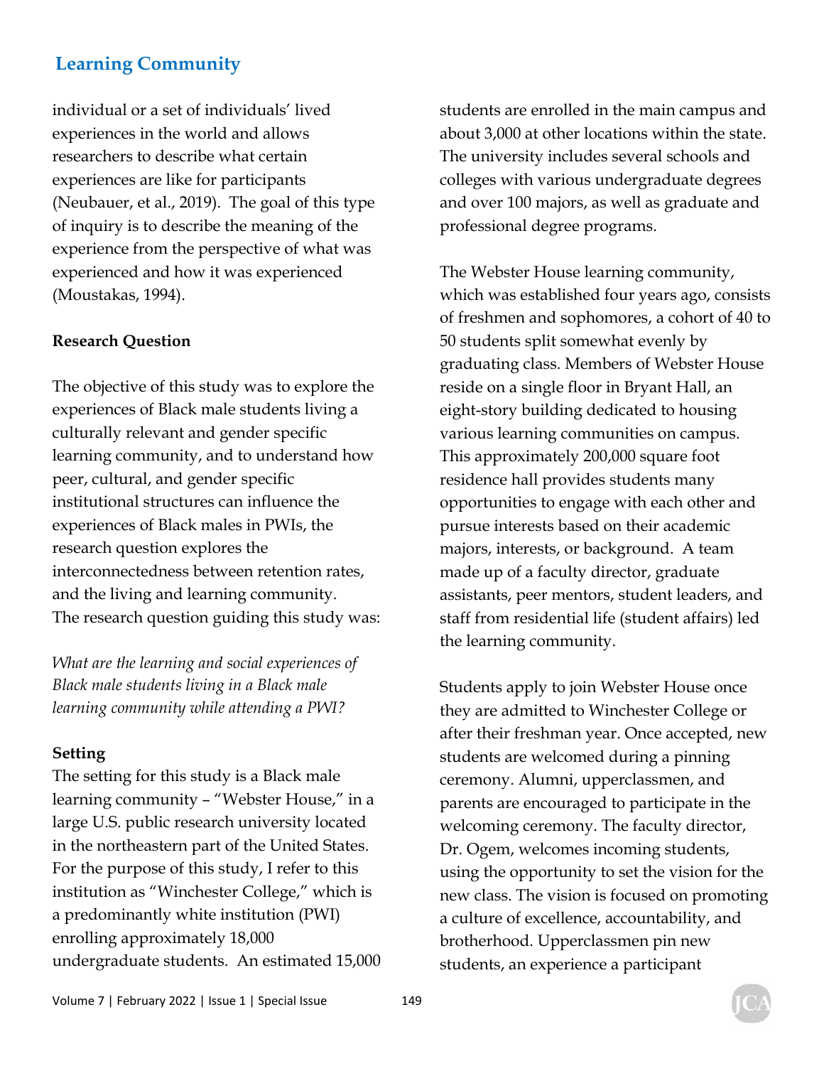individual or a set of individuals' lived experiences in the world and allows researchers to describe what certain experiences are like for participants (Neubauer, et al., 2019). The goal of this type of inquiry is to describe the meaning of the experience from the perspective of what was experienced and how it was experienced (Moustakas, 1994).

**Research Question**

The objective of this study was to explore the experiences of Black male students living a culturally relevant and gender specific learning community, and to understand how peer, cultural, and gender specific institutional structures can influence the experiences of Black males in PWIs, the research question explores the interconnectedness between retention rates, and the living and learning community. The research question guiding this study was:

*What are the learning and social experiences of Black male students living in a Black male learning community while attending a PWI?*

**Setting**

The setting for this study is a Black male learning community – "Webster House," in a large U.S. public research university located in the northeastern part of the United States. For the purpose of this study, I refer to this institution as "Winchester College," which is a predominantly white institution (PWI) enrolling approximately 18,000 undergraduate students. An estimated 15,000 students are enrolled in the main campus and about 3,000 at other locations within the state. The university includes several schools and colleges with various undergraduate degrees and over 100 majors, as well as graduate and professional degree programs.

The Webster House learning community, which was established four years ago, consists of freshmen and sophomores, a cohort of 40 to 50 students split somewhat evenly by graduating class. Members of Webster House reside on a single floor in Bryant Hall, an eight-story building dedicated to housing various learning communities on campus. This approximately 200,000 square foot residence hall provides students many opportunities to engage with each other and pursue interests based on their academic majors, interests, or background. A team made up of a faculty director, graduate assistants, peer mentors, student leaders, and staff from residential life (student affairs) led the learning community.

Students apply to join Webster House once they are admitted to Winchester College or after their freshman year. Once accepted, new students are welcomed during a pinning ceremony. Alumni, upperclassmen, and parents are encouraged to participate in the welcoming ceremony. The faculty director, Dr. Ogem, welcomes incoming students, using the opportunity to set the vision for the new class. The vision is focused on promoting a culture of excellence, accountability, and brotherhood. Upperclassmen pin new students, an experience a participant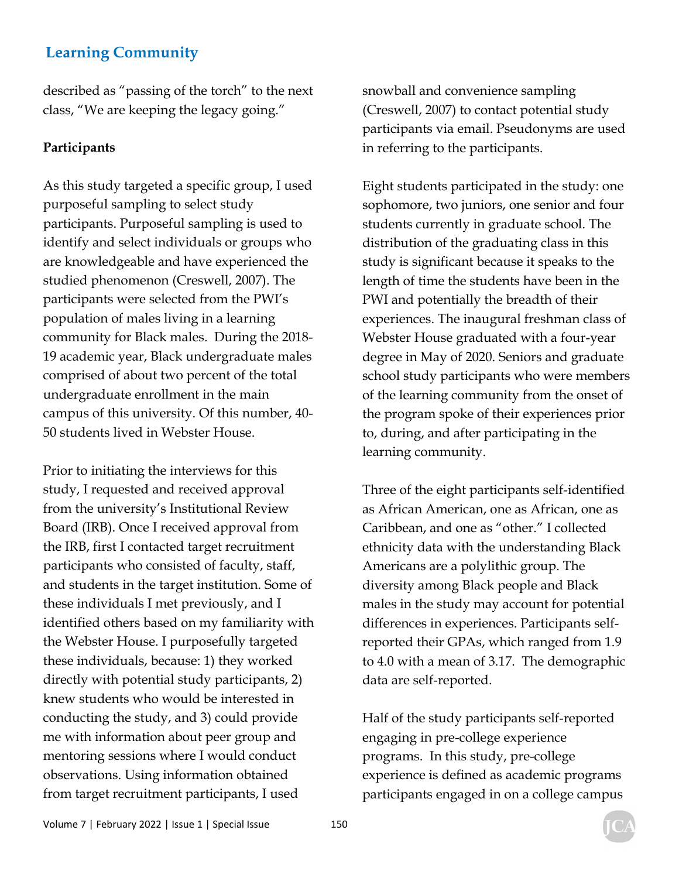described as "passing of the torch" to the next class, "We are keeping the legacy going."

**Participants**

As this study targeted a specific group, I used purposeful sampling to select study participants. Purposeful sampling is used to identify and select individuals or groups who are knowledgeable and have experienced the studied phenomenon (Creswell, 2007). The participants were selected from the PWI's population of males living in a learning community for Black males. During the 2018-19 academic year, Black undergraduate males comprised of about two percent of the total undergraduate enrollment in the main campus of this university. Of this number, 40-50 students lived in Webster House.

Prior to initiating the interviews for this study, I requested and received approval from the university's Institutional Review Board (IRB). Once I received approval from the IRB, first I contacted target recruitment participants who consisted of faculty, staff, and students in the target institution. Some of these individuals I met previously, and I identified others based on my familiarity with the Webster House. I purposefully targeted these individuals, because: 1) they worked directly with potential study participants, 2) knew students who would be interested in conducting the study, and 3) could provide me with information about peer group and mentoring sessions where I would conduct observations. Using information obtained from target recruitment participants, I used snowball and convenience sampling (Creswell, 2007) to contact potential study participants via email. Pseudonyms are used in referring to the participants.

Eight students participated in the study: one sophomore, two juniors, one senior and four students currently in graduate school. The distribution of the graduating class in this study is significant because it speaks to the length of time the students have been in the PWI and potentially the breadth of their experiences. The inaugural freshman class of Webster House graduated with a four-year degree in May of 2020. Seniors and graduate school study participants who were members of the learning community from the onset of the program spoke of their experiences prior to, during, and after participating in the learning community.

Three of the eight participants self-identified as African American, one as African, one as Caribbean, and one as "other." I collected ethnicity data with the understanding Black Americans are a polylithic group. The diversity among Black people and Black males in the study may account for potential differences in experiences. Participants self-reported their GPAs, which ranged from 1.9 to 4.0 with a mean of 3.17. The demographic data are self-reported.

Half of the study participants self-reported engaging in pre-college experience programs. In this study, pre-college experience is defined as academic programs participants engaged in on a college campus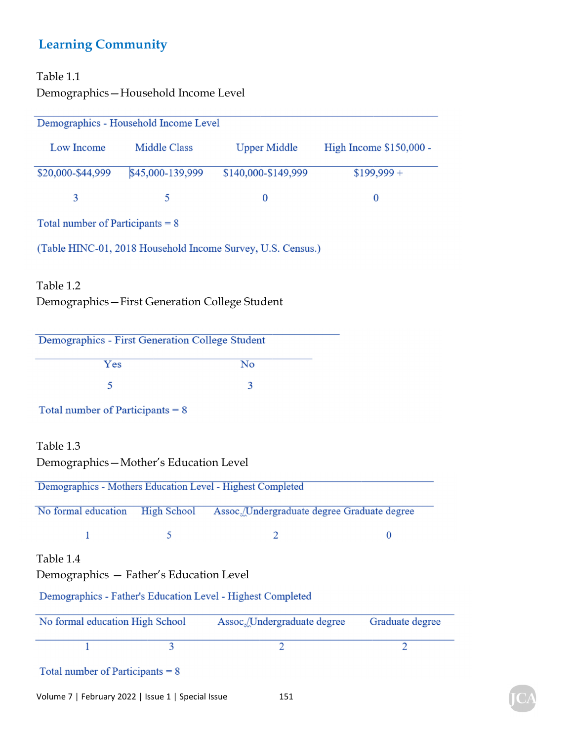## Learning Community

Table 1.1

Demographics—Household Income Level

| Demographics - Household Income Level | | | |
|---|---|---|---|
| Low Income | Middle Class | Upper Middle | High Income $150,000 - |
| $20,000-$44,999 | $45,000-139,999 | $140,000-$149,999 | $199,999 + |
| 3 | 5 | 0 | 0 |

Total number of Participants = 8

(Table HINC-01, 2018 Household Income Survey, U.S. Census.)

Table 1.2

Demographics—First Generation College Student

| Demographics - First Generation College Student | |
|---|---|
| Yes | No |
| 5 | 3 |

Total number of Participants = 8

Table 1.3

Demographics—Mother's Education Level

| Demographics - Mothers Education Level - Highest Completed | | | |
|---|---|---|---|
| No formal education | High School | Assoc./Undergraduate degree | Graduate degree |
| 1 | 5 | 2 | 0 |

Table 1.4

Demographics — Father's Education Level

| Demographics - Father's Education Level - Highest Completed | | | |
|---|---|---|---|
| No formal education | High School | Assoc./Undergraduate degree | Graduate degree |
| 1 | 3 | 2 | 2 |

Total number of Participants = 8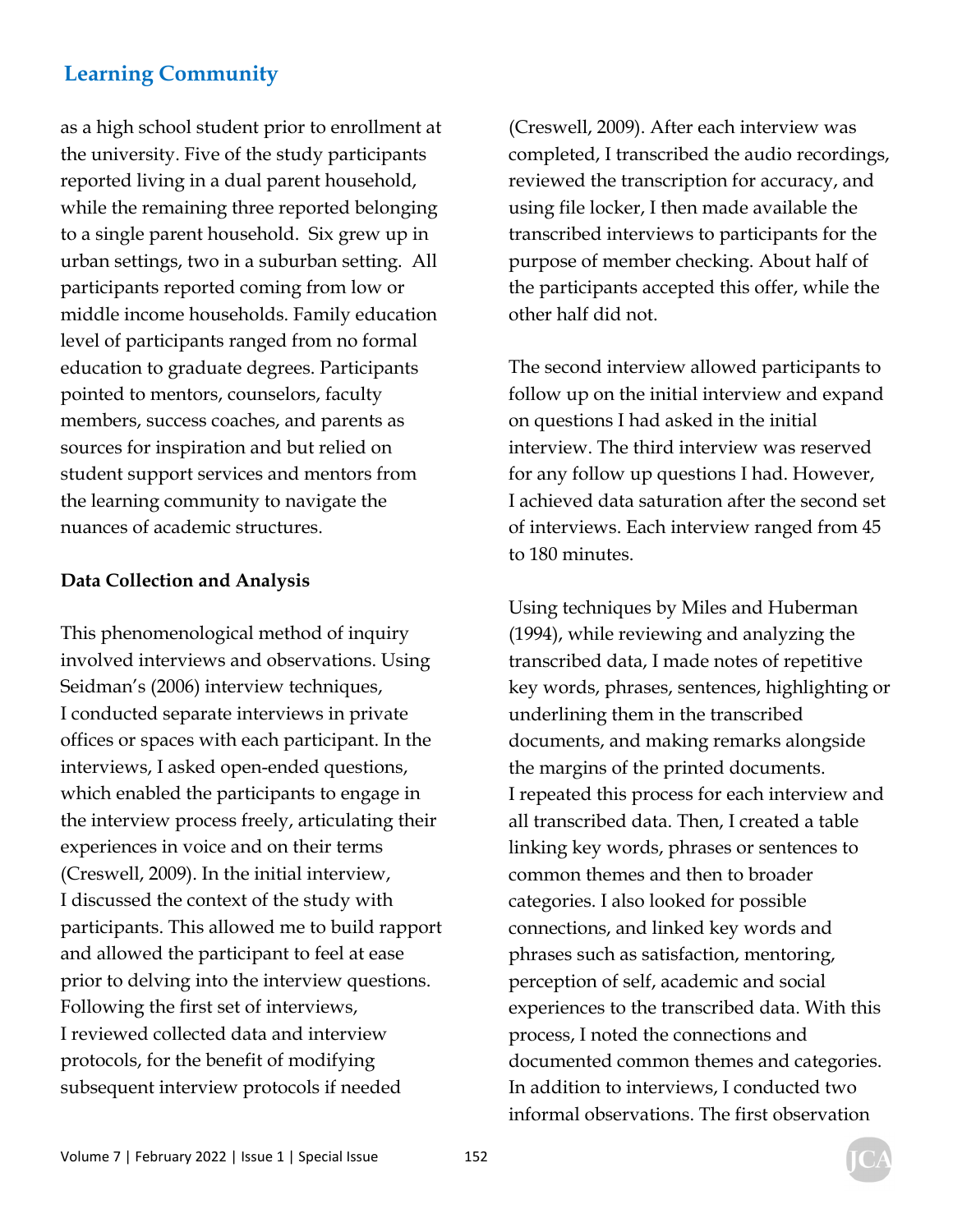as a high school student prior to enrollment at the university. Five of the study participants reported living in a dual parent household, while the remaining three reported belonging to a single parent household. Six grew up in urban settings, two in a suburban setting. All participants reported coming from low or middle income households. Family education level of participants ranged from no formal education to graduate degrees. Participants pointed to mentors, counselors, faculty members, success coaches, and parents as sources for inspiration and but relied on student support services and mentors from the learning community to navigate the nuances of academic structures.

**Data Collection and Analysis**

This phenomenological method of inquiry involved interviews and observations. Using Seidman's (2006) interview techniques, I conducted separate interviews in private offices or spaces with each participant. In the interviews, I asked open-ended questions, which enabled the participants to engage in the interview process freely, articulating their experiences in voice and on their terms (Creswell, 2009). In the initial interview, I discussed the context of the study with participants. This allowed me to build rapport and allowed the participant to feel at ease prior to delving into the interview questions. Following the first set of interviews, I reviewed collected data and interview protocols, for the benefit of modifying subsequent interview protocols if needed (Creswell, 2009). After each interview was completed, I transcribed the audio recordings, reviewed the transcription for accuracy, and using file locker, I then made available the transcribed interviews to participants for the purpose of member checking. About half of the participants accepted this offer, while the other half did not.

The second interview allowed participants to follow up on the initial interview and expand on questions I had asked in the initial interview. The third interview was reserved for any follow up questions I had. However, I achieved data saturation after the second set of interviews. Each interview ranged from 45 to 180 minutes.

Using techniques by Miles and Huberman (1994), while reviewing and analyzing the transcribed data, I made notes of repetitive key words, phrases, sentences, highlighting or underlining them in the transcribed documents, and making remarks alongside the margins of the printed documents. I repeated this process for each interview and all transcribed data. Then, I created a table linking key words, phrases or sentences to common themes and then to broader categories. I also looked for possible connections, and linked key words and phrases such as satisfaction, mentoring, perception of self, academic and social experiences to the transcribed data. With this process, I noted the connections and documented common themes and categories. In addition to interviews, I conducted two informal observations. The first observation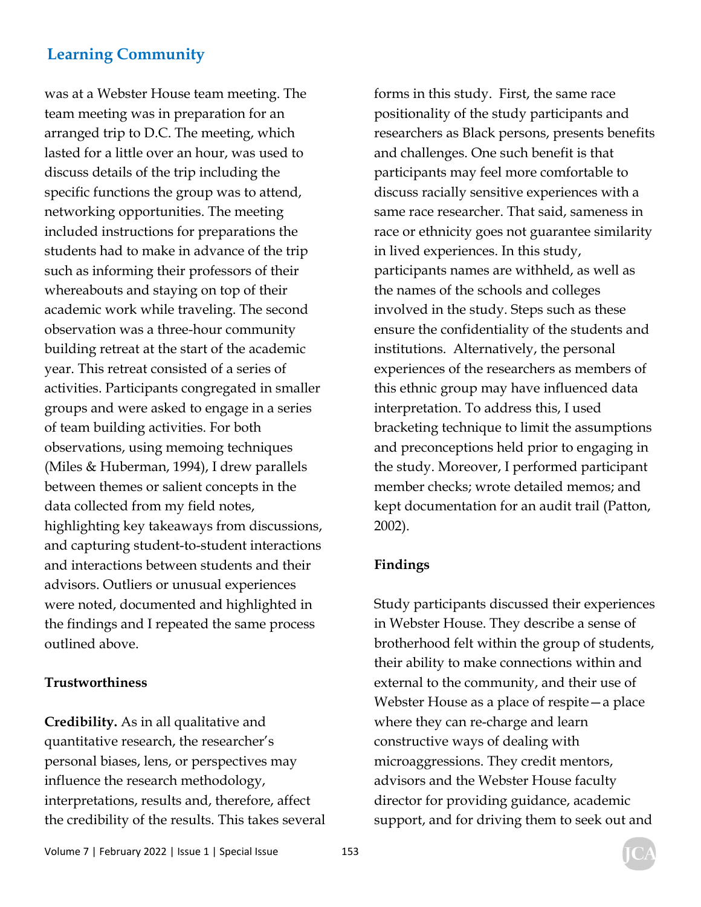was at a Webster House team meeting. The team meeting was in preparation for an arranged trip to D.C. The meeting, which lasted for a little over an hour, was used to discuss details of the trip including the specific functions the group was to attend, networking opportunities. The meeting included instructions for preparations the students had to make in advance of the trip such as informing their professors of their whereabouts and staying on top of their academic work while traveling. The second observation was a three-hour community building retreat at the start of the academic year. This retreat consisted of a series of activities. Participants congregated in smaller groups and were asked to engage in a series of team building activities. For both observations, using memoing techniques (Miles & Huberman, 1994), I drew parallels between themes or salient concepts in the data collected from my field notes, highlighting key takeaways from discussions, and capturing student-to-student interactions and interactions between students and their advisors. Outliers or unusual experiences were noted, documented and highlighted in the findings and I repeated the same process outlined above.

**Trustworthiness**

**Credibility.** As in all qualitative and quantitative research, the researcher's personal biases, lens, or perspectives may influence the research methodology, interpretations, results and, therefore, affect the credibility of the results. This takes several forms in this study. First, the same race positionality of the study participants and researchers as Black persons, presents benefits and challenges. One such benefit is that participants may feel more comfortable to discuss racially sensitive experiences with a same race researcher. That said, sameness in race or ethnicity goes not guarantee similarity in lived experiences. In this study, participants names are withheld, as well as the names of the schools and colleges involved in the study. Steps such as these ensure the confidentiality of the students and institutions. Alternatively, the personal experiences of the researchers as members of this ethnic group may have influenced data interpretation. To address this, I used bracketing technique to limit the assumptions and preconceptions held prior to engaging in the study. Moreover, I performed participant member checks; wrote detailed memos; and kept documentation for an audit trail (Patton, 2002).

**Findings**

Study participants discussed their experiences in Webster House. They describe a sense of brotherhood felt within the group of students, their ability to make connections within and external to the community, and their use of Webster House as a place of respite—a place where they can re-charge and learn constructive ways of dealing with microaggressions. They credit mentors, advisors and the Webster House faculty director for providing guidance, academic support, and for driving them to seek out and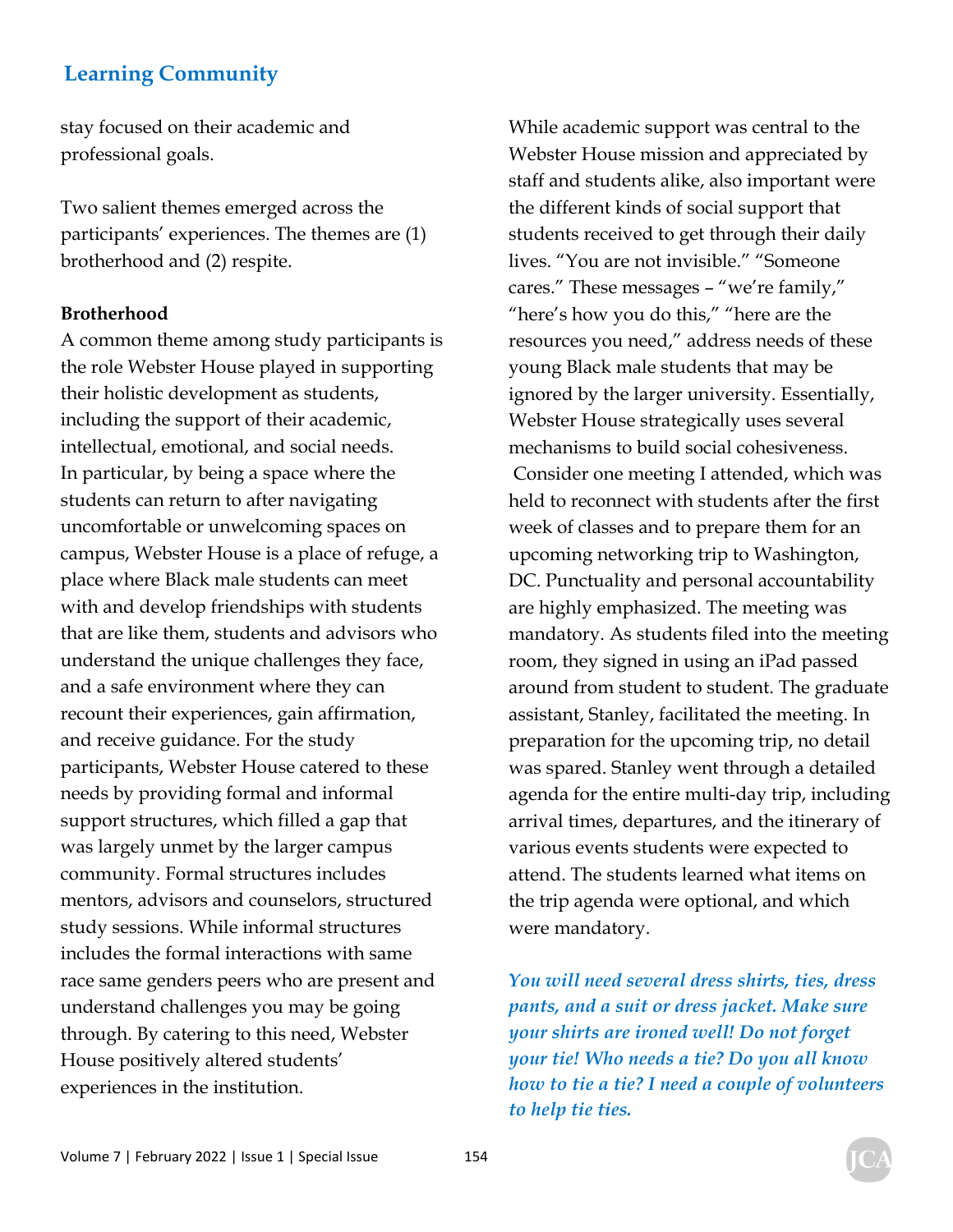stay focused on their academic and professional goals.

Two salient themes emerged across the participants' experiences. The themes are (1) brotherhood and (2) respite.

**Brotherhood**

A common theme among study participants is the role Webster House played in supporting their holistic development as students, including the support of their academic, intellectual, emotional, and social needs. In particular, by being a space where the students can return to after navigating uncomfortable or unwelcoming spaces on campus, Webster House is a place of refuge, a place where Black male students can meet with and develop friendships with students that are like them, students and advisors who understand the unique challenges they face, and a safe environment where they can recount their experiences, gain affirmation, and receive guidance. For the study participants, Webster House catered to these needs by providing formal and informal support structures, which filled a gap that was largely unmet by the larger campus community. Formal structures includes mentors, advisors and counselors, structured study sessions. While informal structures includes the formal interactions with same race same genders peers who are present and understand challenges you may be going through. By catering to this need, Webster House positively altered students' experiences in the institution.

While academic support was central to the Webster House mission and appreciated by staff and students alike, also important were the different kinds of social support that students received to get through their daily lives. "You are not invisible." "Someone cares." These messages – "we're family," "here's how you do this," "here are the resources you need," address needs of these young Black male students that may be ignored by the larger university. Essentially, Webster House strategically uses several mechanisms to build social cohesiveness. Consider one meeting I attended, which was held to reconnect with students after the first week of classes and to prepare them for an upcoming networking trip to Washington, DC. Punctuality and personal accountability are highly emphasized. The meeting was mandatory. As students filed into the meeting room, they signed in using an iPad passed around from student to student. The graduate assistant, Stanley, facilitated the meeting. In preparation for the upcoming trip, no detail was spared. Stanley went through a detailed agenda for the entire multi-day trip, including arrival times, departures, and the itinerary of various events students were expected to attend. The students learned what items on the trip agenda were optional, and which were mandatory.

***You will need several dress shirts, ties, dress pants, and a suit or dress jacket. Make sure your shirts are ironed well! Do not forget your tie! Who needs a tie? Do you all know how to tie a tie? I need a couple of volunteers to help tie ties.***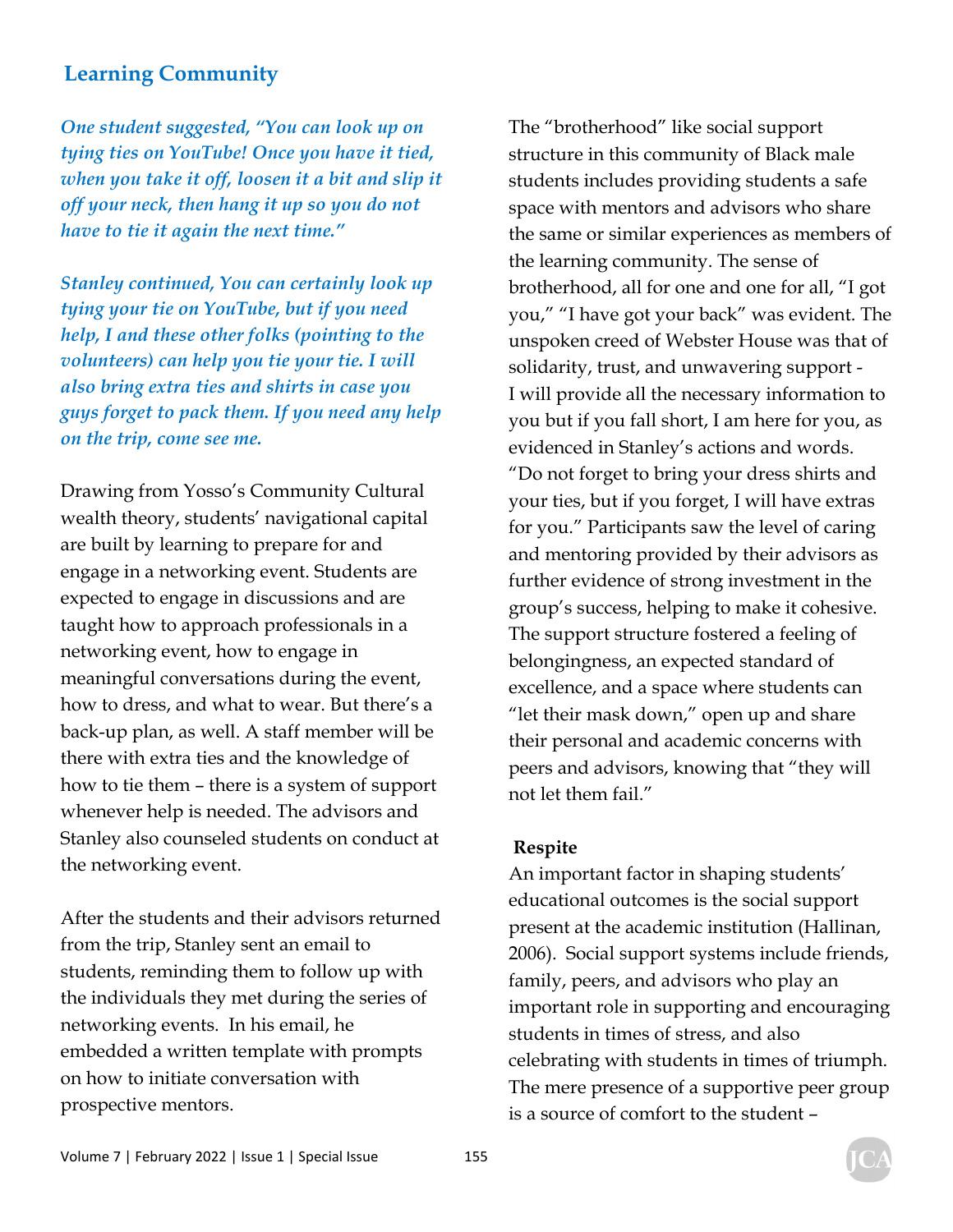*One student suggested, "You can look up on tying ties on YouTube! Once you have it tied, when you take it off, loosen it a bit and slip it off your neck, then hang it up so you do not have to tie it again the next time."*

*Stanley continued, You can certainly look up tying your tie on YouTube, but if you need help, I and these other folks (pointing to the volunteers) can help you tie your tie. I will also bring extra ties and shirts in case you guys forget to pack them. If you need any help on the trip, come see me.*

Drawing from Yosso's Community Cultural wealth theory, students' navigational capital are built by learning to prepare for and engage in a networking event. Students are expected to engage in discussions and are taught how to approach professionals in a networking event, how to engage in meaningful conversations during the event, how to dress, and what to wear. But there's a back-up plan, as well. A staff member will be there with extra ties and the knowledge of how to tie them – there is a system of support whenever help is needed. The advisors and Stanley also counseled students on conduct at the networking event.

After the students and their advisors returned from the trip, Stanley sent an email to students, reminding them to follow up with the individuals they met during the series of networking events. In his email, he embedded a written template with prompts on how to initiate conversation with prospective mentors.

The "brotherhood" like social support structure in this community of Black male students includes providing students a safe space with mentors and advisors who share the same or similar experiences as members of the learning community. The sense of brotherhood, all for one and one for all, "I got you," "I have got your back" was evident. The unspoken creed of Webster House was that of solidarity, trust, and unwavering support - I will provide all the necessary information to you but if you fall short, I am here for you, as evidenced in Stanley's actions and words. "Do not forget to bring your dress shirts and your ties, but if you forget, I will have extras for you." Participants saw the level of caring and mentoring provided by their advisors as further evidence of strong investment in the group's success, helping to make it cohesive. The support structure fostered a feeling of belongingness, an expected standard of excellence, and a space where students can "let their mask down," open up and share their personal and academic concerns with peers and advisors, knowing that "they will not let them fail."

**Respite**

An important factor in shaping students' educational outcomes is the social support present at the academic institution (Hallinan, 2006). Social support systems include friends, family, peers, and advisors who play an important role in supporting and encouraging students in times of stress, and also celebrating with students in times of triumph. The mere presence of a supportive peer group is a source of comfort to the student –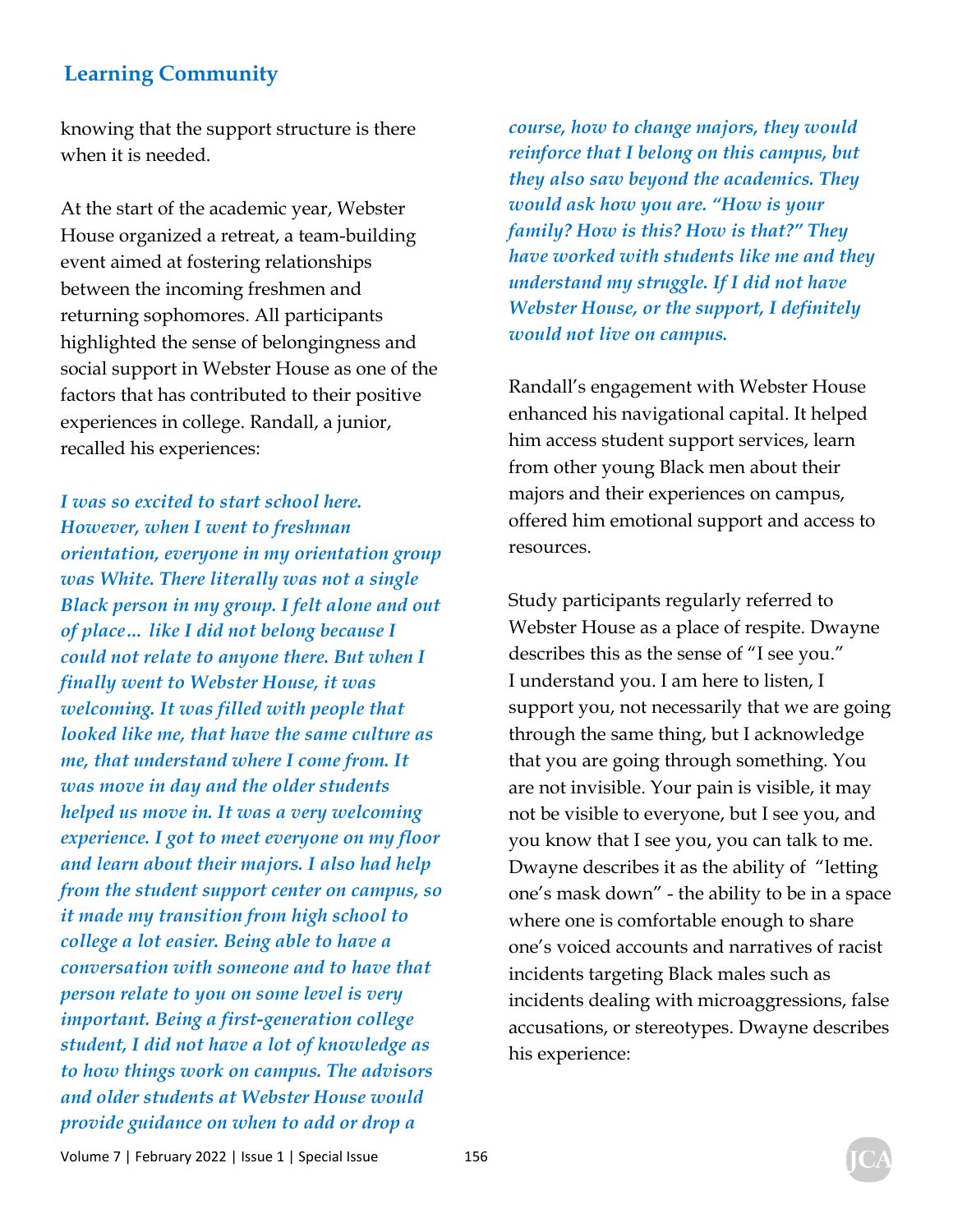knowing that the support structure is there when it is needed.

At the start of the academic year, Webster House organized a retreat, a team-building event aimed at fostering relationships between the incoming freshmen and returning sophomores. All participants highlighted the sense of belongingness and social support in Webster House as one of the factors that has contributed to their positive experiences in college. Randall, a junior, recalled his experiences:

> ***I was so excited to start school here. However, when I went to freshman orientation, everyone in my orientation group was White. There literally was not a single Black person in my group. I felt alone and out of place… like I did not belong because I could not relate to anyone there. But when I finally went to Webster House, it was welcoming. It was filled with people that looked like me, that have the same culture as me, that understand where I come from. It was move in day and the older students helped us move in. It was a very welcoming experience. I got to meet everyone on my floor and learn about their majors. I also had help from the student support center on campus, so it made my transition from high school to college a lot easier. Being able to have a conversation with someone and to have that person relate to you on some level is very important. Being a first-generation college student, I did not have a lot of knowledge as to how things work on campus. The advisors and older students at Webster House would provide guidance on when to add or drop a course, how to change majors, they would reinforce that I belong on this campus, but they also saw beyond the academics. They would ask how you are. "How is your family? How is this? How is that?" They have worked with students like me and they understand my struggle. If I did not have Webster House, or the support, I definitely would not live on campus.***

Randall's engagement with Webster House enhanced his navigational capital. It helped him access student support services, learn from other young Black men about their majors and their experiences on campus, offered him emotional support and access to resources.

Study participants regularly referred to Webster House as a place of respite. Dwayne describes this as the sense of "I see you." I understand you. I am here to listen, I support you, not necessarily that we are going through the same thing, but I acknowledge that you are going through something. You are not invisible. Your pain is visible, it may not be visible to everyone, but I see you, and you know that I see you, you can talk to me. Dwayne describes it as the ability of "letting one's mask down" - the ability to be in a space where one is comfortable enough to share one's voiced accounts and narratives of racist incidents targeting Black males such as incidents dealing with microaggressions, false accusations, or stereotypes. Dwayne describes his experience: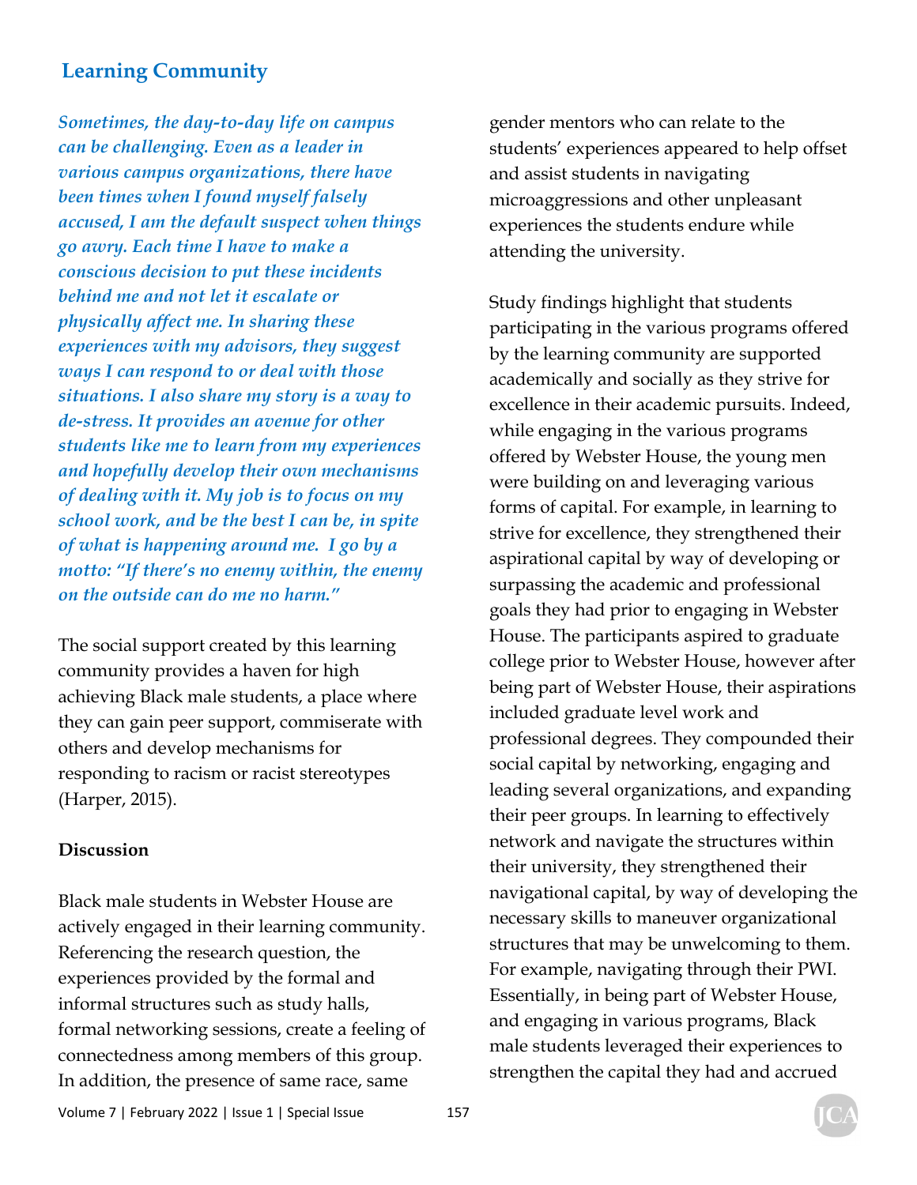### Learning Community

***Sometimes, the day-to-day life on campus can be challenging. Even as a leader in various campus organizations, there have been times when I found myself falsely accused, I am the default suspect when things go awry. Each time I have to make a conscious decision to put these incidents behind me and not let it escalate or physically affect me. In sharing these experiences with my advisors, they suggest ways I can respond to or deal with those situations. I also share my story is a way to de-stress. It provides an avenue for other students like me to learn from my experiences and hopefully develop their own mechanisms of dealing with it. My job is to focus on my school work, and be the best I can be, in spite of what is happening around me. I go by a motto: "If there's no enemy within, the enemy on the outside can do me no harm."***

The social support created by this learning community provides a haven for high achieving Black male students, a place where they can gain peer support, commiserate with others and develop mechanisms for responding to racism or racist stereotypes (Harper, 2015).

**Discussion**

Black male students in Webster House are actively engaged in their learning community. Referencing the research question, the experiences provided by the formal and informal structures such as study halls, formal networking sessions, create a feeling of connectedness among members of this group. In addition, the presence of same race, same gender mentors who can relate to the students' experiences appeared to help offset and assist students in navigating microaggressions and other unpleasant experiences the students endure while attending the university.

Study findings highlight that students participating in the various programs offered by the learning community are supported academically and socially as they strive for excellence in their academic pursuits. Indeed, while engaging in the various programs offered by Webster House, the young men were building on and leveraging various forms of capital. For example, in learning to strive for excellence, they strengthened their aspirational capital by way of developing or surpassing the academic and professional goals they had prior to engaging in Webster House. The participants aspired to graduate college prior to Webster House, however after being part of Webster House, their aspirations included graduate level work and professional degrees. They compounded their social capital by networking, engaging and leading several organizations, and expanding their peer groups. In learning to effectively network and navigate the structures within their university, they strengthened their navigational capital, by way of developing the necessary skills to maneuver organizational structures that may be unwelcoming to them. For example, navigating through their PWI. Essentially, in being part of Webster House, and engaging in various programs, Black male students leveraged their experiences to strengthen the capital they had and accrued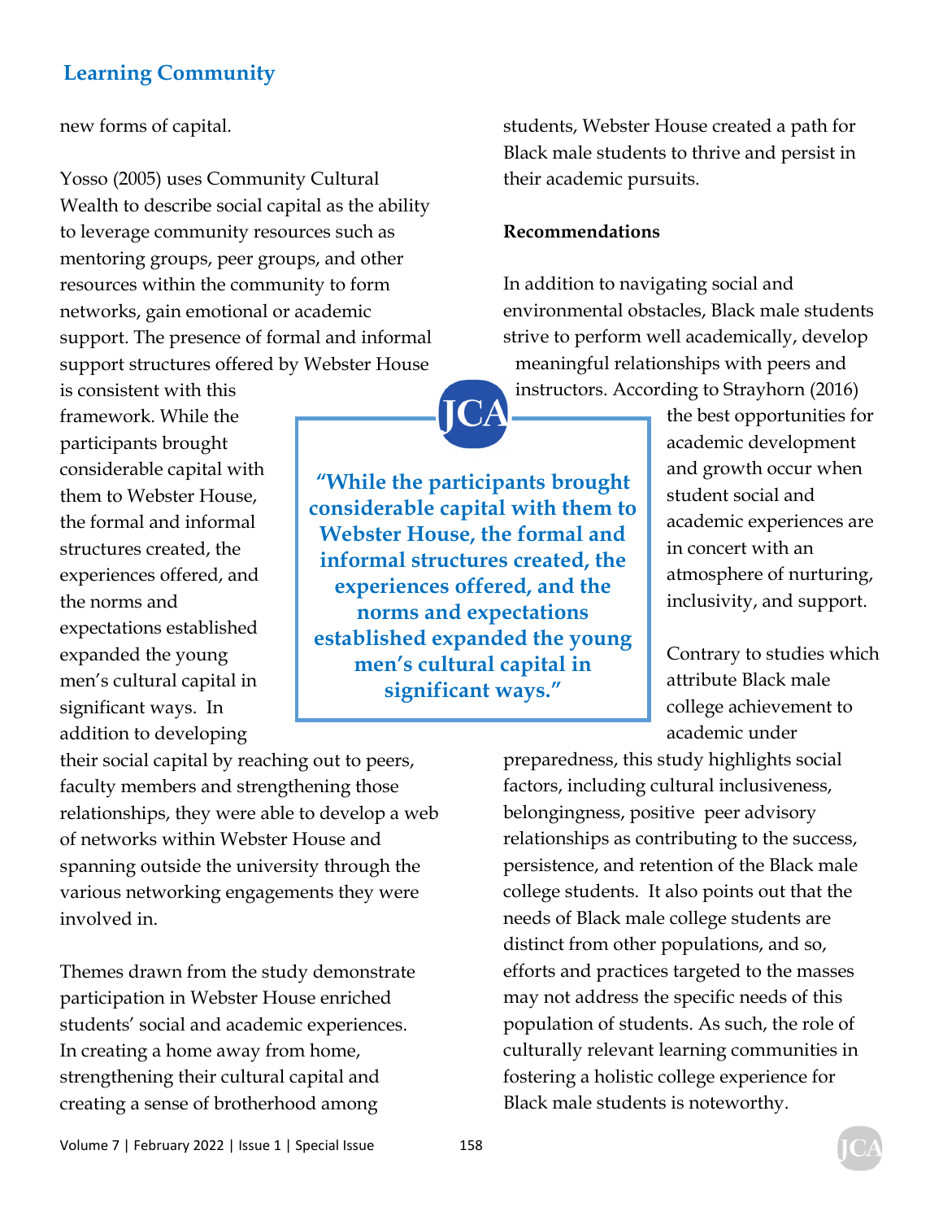new forms of capital.

Yosso (2005) uses Community Cultural Wealth to describe social capital as the ability to leverage community resources such as mentoring groups, peer groups, and other resources within the community to form networks, gain emotional or academic support. The presence of formal and informal support structures offered by Webster House is consistent with this framework. While the participants brought considerable capital with them to Webster House, the formal and informal structures created, the experiences offered, and the norms and expectations established expanded the young men's cultural capital in significant ways. In addition to developing their social capital by reaching out to peers, faculty members and strengthening those relationships, they were able to develop a web of networks within Webster House and spanning outside the university through the various networking engagements they were involved in.

> **"While the participants brought considerable capital with them to Webster House, the formal and informal structures created, the experiences offered, and the norms and expectations established expanded the young men's cultural capital in significant ways."**

Themes drawn from the study demonstrate participation in Webster House enriched students' social and academic experiences. In creating a home away from home, strengthening their cultural capital and creating a sense of brotherhood among students, Webster House created a path for Black male students to thrive and persist in their academic pursuits.

**Recommendations**

In addition to navigating social and environmental obstacles, Black male students strive to perform well academically, develop meaningful relationships with peers and instructors. According to Strayhorn (2016) the best opportunities for academic development and growth occur when student social and academic experiences are in concert with an atmosphere of nurturing, inclusivity, and support.

Contrary to studies which attribute Black male college achievement to academic under preparedness, this study highlights social factors, including cultural inclusiveness, belongingness, positive peer advisory relationships as contributing to the success, persistence, and retention of the Black male college students. It also points out that the needs of Black male college students are distinct from other populations, and so, efforts and practices targeted to the masses may not address the specific needs of this population of students. As such, the role of culturally relevant learning communities in fostering a holistic college experience for Black male students is noteworthy.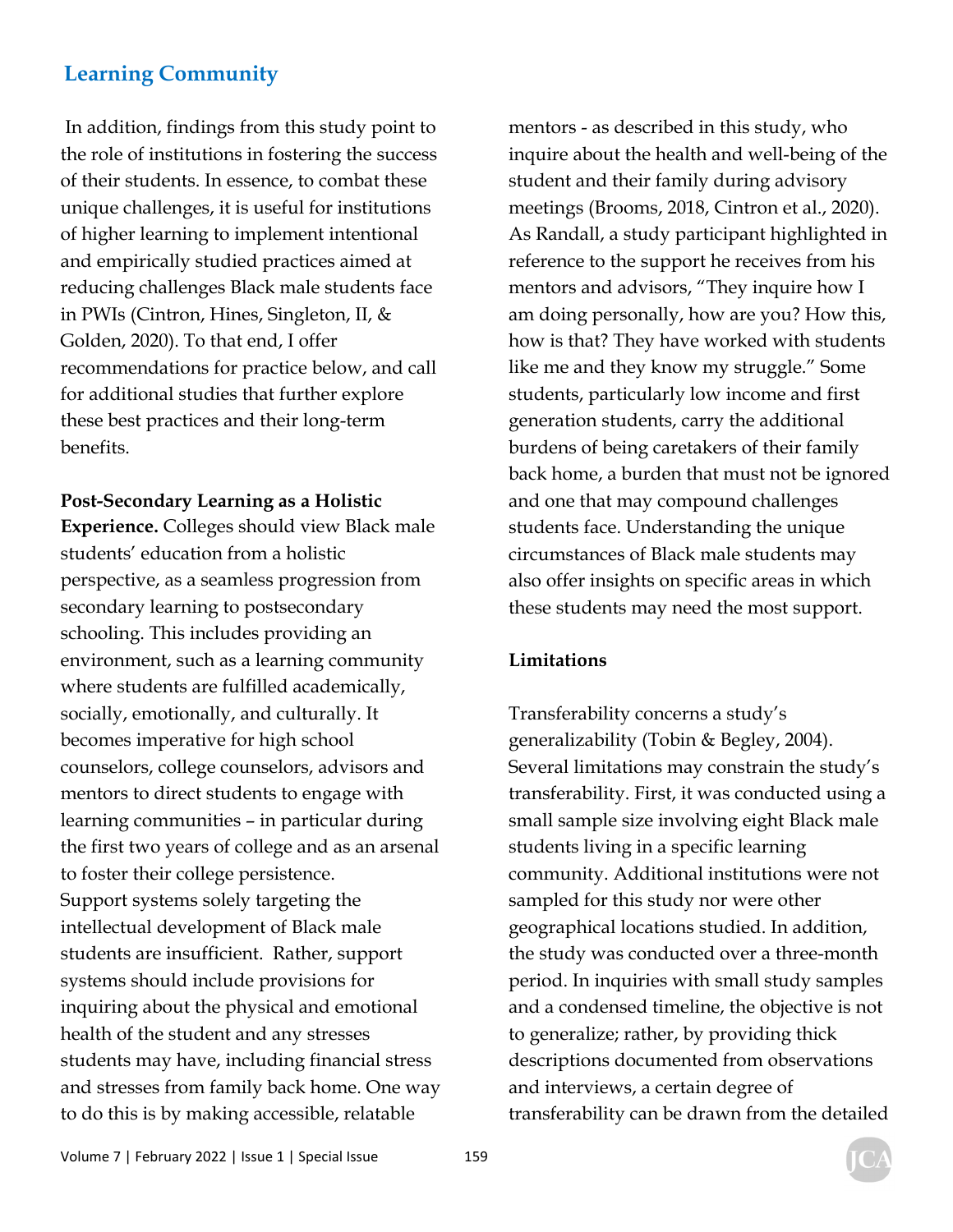In addition, findings from this study point to the role of institutions in fostering the success of their students. In essence, to combat these unique challenges, it is useful for institutions of higher learning to implement intentional and empirically studied practices aimed at reducing challenges Black male students face in PWIs (Cintron, Hines, Singleton, II, & Golden, 2020). To that end, I offer recommendations for practice below, and call for additional studies that further explore these best practices and their long-term benefits.

**Post-Secondary Learning as a Holistic Experience.** Colleges should view Black male students' education from a holistic perspective, as a seamless progression from secondary learning to postsecondary schooling. This includes providing an environment, such as a learning community where students are fulfilled academically, socially, emotionally, and culturally. It becomes imperative for high school counselors, college counselors, advisors and mentors to direct students to engage with learning communities – in particular during the first two years of college and as an arsenal to foster their college persistence. Support systems solely targeting the intellectual development of Black male students are insufficient. Rather, support systems should include provisions for inquiring about the physical and emotional health of the student and any stresses students may have, including financial stress and stresses from family back home. One way to do this is by making accessible, relatable mentors - as described in this study, who inquire about the health and well-being of the student and their family during advisory meetings (Brooms, 2018, Cintron et al., 2020). As Randall, a study participant highlighted in reference to the support he receives from his mentors and advisors, "They inquire how I am doing personally, how are you? How this, how is that? They have worked with students like me and they know my struggle." Some students, particularly low income and first generation students, carry the additional burdens of being caretakers of their family back home, a burden that must not be ignored and one that may compound challenges students face. Understanding the unique circumstances of Black male students may also offer insights on specific areas in which these students may need the most support.

## Limitations

Transferability concerns a study's generalizability (Tobin & Begley, 2004). Several limitations may constrain the study's transferability. First, it was conducted using a small sample size involving eight Black male students living in a specific learning community. Additional institutions were not sampled for this study nor were other geographical locations studied. In addition, the study was conducted over a three-month period. In inquiries with small study samples and a condensed timeline, the objective is not to generalize; rather, by providing thick descriptions documented from observations and interviews, a certain degree of transferability can be drawn from the detailed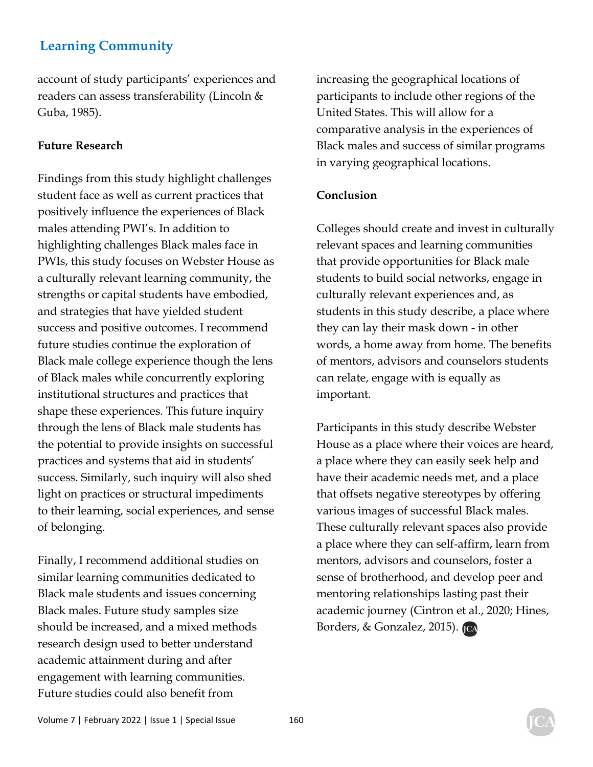account of study participants' experiences and readers can assess transferability (Lincoln & Guba, 1985).

**Future Research**

Findings from this study highlight challenges student face as well as current practices that positively influence the experiences of Black males attending PWI's. In addition to highlighting challenges Black males face in PWIs, this study focuses on Webster House as a culturally relevant learning community, the strengths or capital students have embodied, and strategies that have yielded student success and positive outcomes. I recommend future studies continue the exploration of Black male college experience though the lens of Black males while concurrently exploring institutional structures and practices that shape these experiences. This future inquiry through the lens of Black male students has the potential to provide insights on successful practices and systems that aid in students' success. Similarly, such inquiry will also shed light on practices or structural impediments to their learning, social experiences, and sense of belonging.

Finally, I recommend additional studies on similar learning communities dedicated to Black male students and issues concerning Black males. Future study samples size should be increased, and a mixed methods research design used to better understand academic attainment during and after engagement with learning communities. Future studies could also benefit from increasing the geographical locations of participants to include other regions of the United States. This will allow for a comparative analysis in the experiences of Black males and success of similar programs in varying geographical locations.

**Conclusion**

Colleges should create and invest in culturally relevant spaces and learning communities that provide opportunities for Black male students to build social networks, engage in culturally relevant experiences and, as students in this study describe, a place where they can lay their mask down - in other words, a home away from home. The benefits of mentors, advisors and counselors students can relate, engage with is equally as important.

Participants in this study describe Webster House as a place where their voices are heard, a place where they can easily seek help and have their academic needs met, and a place that offsets negative stereotypes by offering various images of successful Black males. These culturally relevant spaces also provide a place where they can self-affirm, learn from mentors, advisors and counselors, foster a sense of brotherhood, and develop peer and mentoring relationships lasting past their academic journey (Cintron et al., 2020; Hines, Borders, & Gonzalez, 2015).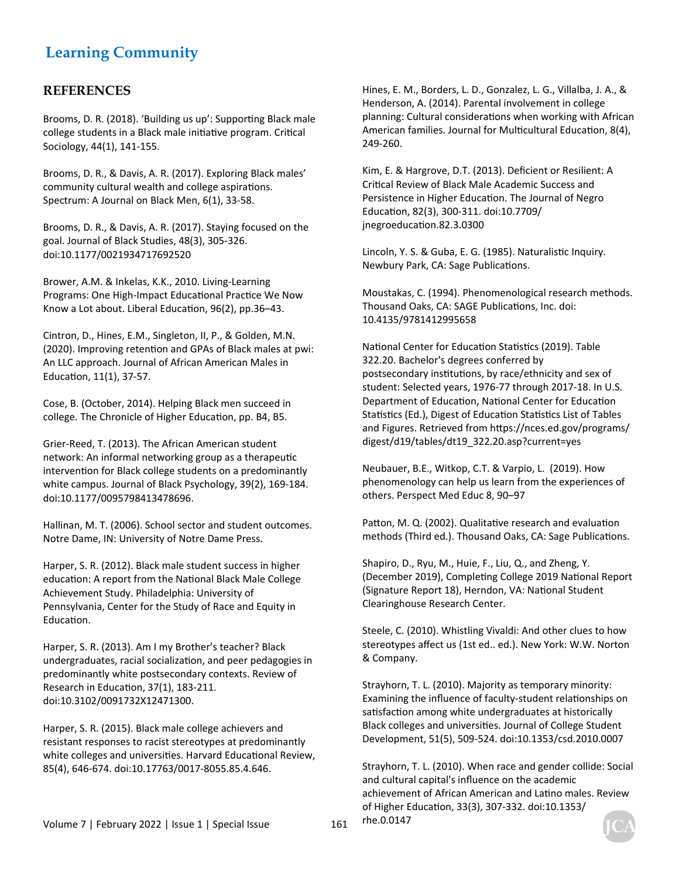## REFERENCES

Brooms, D. R. (2018). 'Building us up': Supporting Black male college students in a Black male initiative program. Critical Sociology, 44(1), 141-155.

Brooms, D. R., & Davis, A. R. (2017). Exploring Black males' community cultural wealth and college aspirations. Spectrum: A Journal on Black Men, 6(1), 33-58.

Brooms, D. R., & Davis, A. R. (2017). Staying focused on the goal. Journal of Black Studies, 48(3), 305-326. doi:10.1177/0021934717692520

Brower, A.M. & Inkelas, K.K., 2010. Living-Learning Programs: One High-Impact Educational Practice We Now Know a Lot about. Liberal Education, 96(2), pp.36–43.

Cintron, D., Hines, E.M., Singleton, II, P., & Golden, M.N. (2020). Improving retention and GPAs of Black males at pwi: An LLC approach. Journal of African American Males in Education, 11(1), 37-57.

Cose, B. (October, 2014). Helping Black men succeed in college. The Chronicle of Higher Education, pp. B4, B5.

Grier-Reed, T. (2013). The African American student network: An informal networking group as a therapeutic intervention for Black college students on a predominantly white campus. Journal of Black Psychology, 39(2), 169-184. doi:10.1177/0095798413478696.

Hallinan, M. T. (2006). School sector and student outcomes. Notre Dame, IN: University of Notre Dame Press.

Harper, S. R. (2012). Black male student success in higher education: A report from the National Black Male College Achievement Study. Philadelphia: University of Pennsylvania, Center for the Study of Race and Equity in Education.

Harper, S. R. (2013). Am I my Brother's teacher? Black undergraduates, racial socialization, and peer pedagogies in predominantly white postsecondary contexts. Review of Research in Education, 37(1), 183-211. doi:10.3102/0091732X12471300.

Harper, S. R. (2015). Black male college achievers and resistant responses to racist stereotypes at predominantly white colleges and universities. Harvard Educational Review, 85(4), 646-674. doi:10.17763/0017-8055.85.4.646.

Hines, E. M., Borders, L. D., Gonzalez, L. G., Villalba, J. A., & Henderson, A. (2014). Parental involvement in college planning: Cultural considerations when working with African American families. Journal for Multicultural Education, 8(4), 249-260.

Kim, E. & Hargrove, D.T. (2013). Deficient or Resilient: A Critical Review of Black Male Academic Success and Persistence in Higher Education. The Journal of Negro Education, 82(3), 300-311. doi:10.7709/jnegroeducation.82.3.0300

Lincoln, Y. S. & Guba, E. G. (1985). Naturalistic Inquiry. Newbury Park, CA: Sage Publications.

Moustakas, C. (1994). Phenomenological research methods. Thousand Oaks, CA: SAGE Publications, Inc. doi: 10.4135/9781412995658

National Center for Education Statistics (2019). Table 322.20. Bachelor's degrees conferred by postsecondary institutions, by race/ethnicity and sex of student: Selected years, 1976-77 through 2017-18. In U.S. Department of Education, National Center for Education Statistics (Ed.), Digest of Education Statistics List of Tables and Figures. Retrieved from https://nces.ed.gov/programs/digest/d19/tables/dt19_322.20.asp?current=yes

Neubauer, B.E., Witkop, C.T. & Varpio, L. (2019). How phenomenology can help us learn from the experiences of others. Perspect Med Educ 8, 90–97

Patton, M. Q. (2002). Qualitative research and evaluation methods (Third ed.). Thousand Oaks, CA: Sage Publications.

Shapiro, D., Ryu, M., Huie, F., Liu, Q., and Zheng, Y. (December 2019), Completing College 2019 National Report (Signature Report 18), Herndon, VA: National Student Clearinghouse Research Center.

Steele, C. (2010). Whistling Vivaldi: And other clues to how stereotypes affect us (1st ed.. ed.). New York: W.W. Norton & Company.

Strayhorn, T. L. (2010). Majority as temporary minority: Examining the influence of faculty-student relationships on satisfaction among white undergraduates at historically Black colleges and universities. Journal of College Student Development, 51(5), 509-524. doi:10.1353/csd.2010.0007

Strayhorn, T. L. (2010). When race and gender collide: Social and cultural capital's influence on the academic achievement of African American and Latino males. Review of Higher Education, 33(3), 307-332. doi:10.1353/rhe.0.0147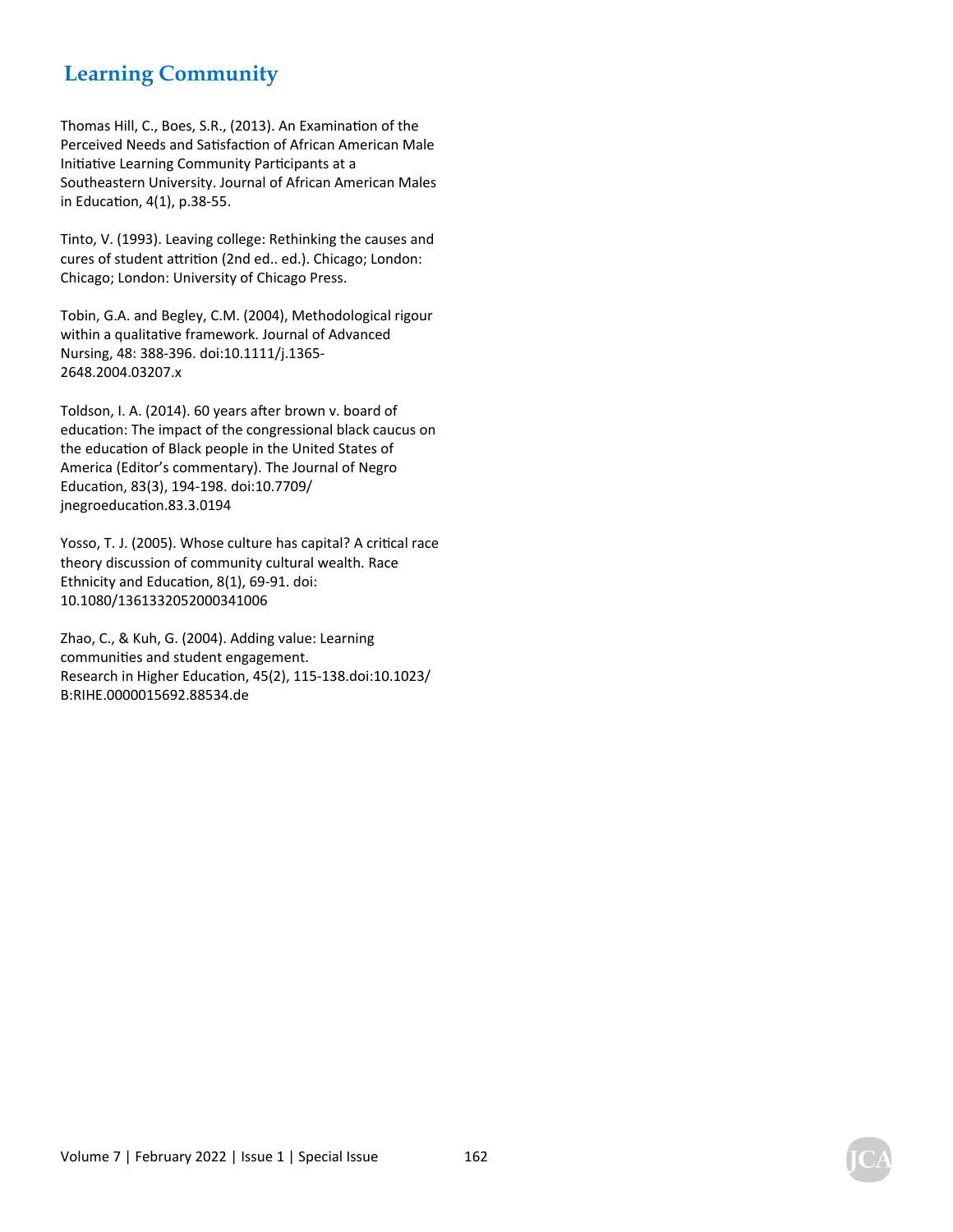Thomas Hill, C., Boes, S.R., (2013). An Examination of the Perceived Needs and Satisfaction of African American Male Initiative Learning Community Participants at a Southeastern University. Journal of African American Males in Education, 4(1), p.38-55.

Tinto, V. (1993). Leaving college: Rethinking the causes and cures of student attrition (2nd ed.. ed.). Chicago; London: Chicago; London: University of Chicago Press.

Tobin, G.A. and Begley, C.M. (2004), Methodological rigour within a qualitative framework. Journal of Advanced Nursing, 48: 388-396. doi:10.1111/j.1365-2648.2004.03207.x

Toldson, I. A. (2014). 60 years after brown v. board of education: The impact of the congressional black caucus on the education of Black people in the United States of America (Editor's commentary). The Journal of Negro Education, 83(3), 194-198. doi:10.7709/jnegroeducation.83.3.0194

Yosso, T. J. (2005). Whose culture has capital? A critical race theory discussion of community cultural wealth. Race Ethnicity and Education, 8(1), 69-91. doi: 10.1080/1361332052000341006

Zhao, C., & Kuh, G. (2004). Adding value: Learning communities and student engagement. Research in Higher Education, 45(2), 115-138.doi:10.1023/B:RIHE.0000015692.88534.de